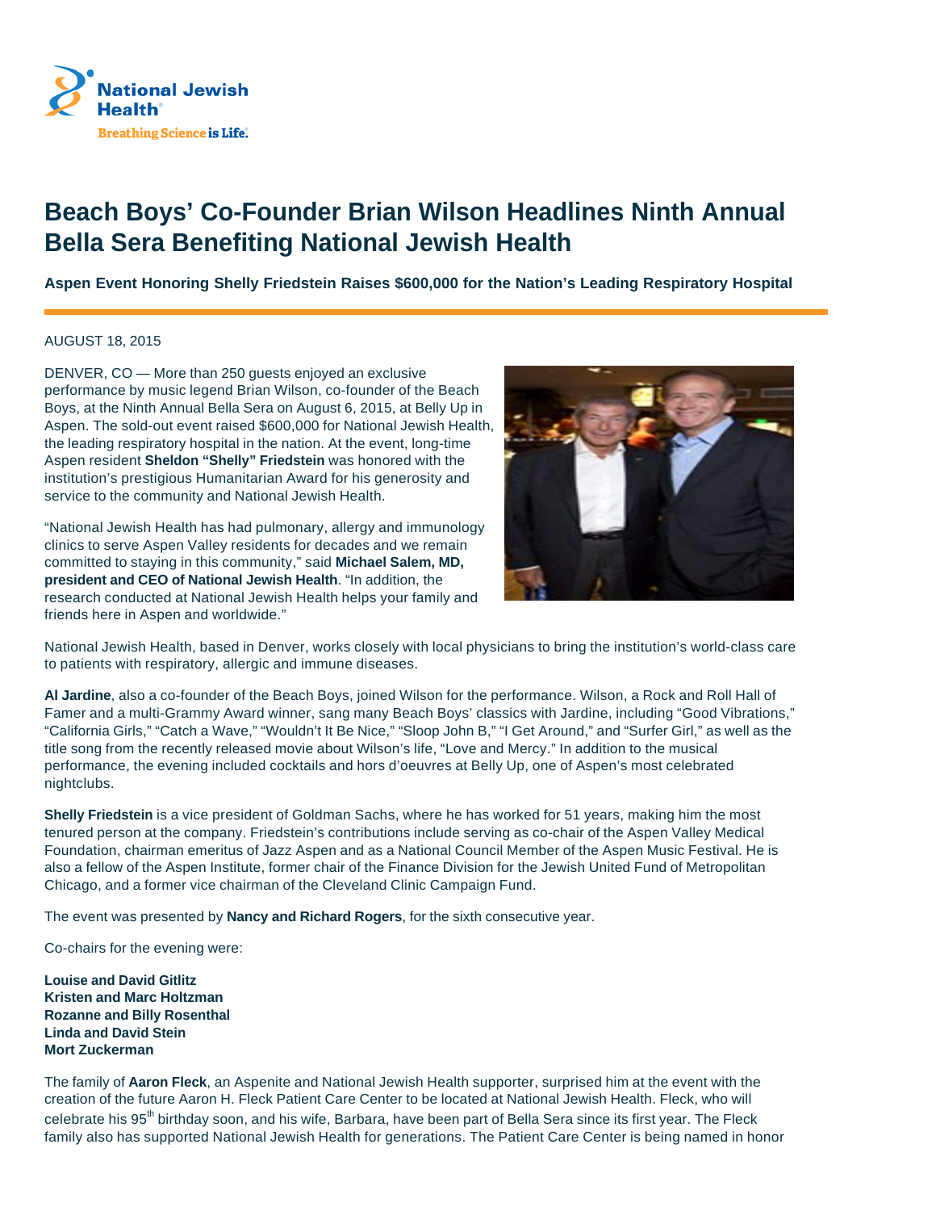# Beach Boys' Co-Founder Brian Wilson Headlines Ninth Annual Bella Sera Benefiting National Jewish Health

**Aspen Event Honoring Shelly Friedstein Raises $600,000 for the Nation's Leading Respiratory Hospital**

AUGUST 18, 2015

DENVER, CO — More than 250 guests enjoyed an exclusive performance by music legend Brian Wilson, co-founder of the Beach Boys, at the Ninth Annual Bella Sera on August 6, 2015, at Belly Up in Aspen. The sold-out event raised $600,000 for National Jewish Health, the leading respiratory hospital in the nation. At the event, long-time Aspen resident **Sheldon "Shelly" Friedstein** was honored with the institution's prestigious Humanitarian Award for his generosity and service to the community and National Jewish Health.

"National Jewish Health has had pulmonary, allergy and immunology clinics to serve Aspen Valley residents for decades and we remain committed to staying in this community," said **Michael Salem, MD, president and CEO of National Jewish Health**. "In addition, the research conducted at National Jewish Health helps your family and friends here in Aspen and worldwide."

National Jewish Health, based in Denver, works closely with local physicians to bring the institution's world-class care to patients with respiratory, allergic and immune diseases.

**Al Jardine**, also a co-founder of the Beach Boys, joined Wilson for the performance. Wilson, a Rock and Roll Hall of Famer and a multi-Grammy Award winner, sang many Beach Boys' classics with Jardine, including "Good Vibrations," "California Girls," "Catch a Wave," "Wouldn't It Be Nice," "Sloop John B," "I Get Around," and "Surfer Girl," as well as the title song from the recently released movie about Wilson's life, "Love and Mercy." In addition to the musical performance, the evening included cocktails and hors d'oeuvres at Belly Up, one of Aspen's most celebrated nightclubs.

**Shelly Friedstein** is a vice president of Goldman Sachs, where he has worked for 51 years, making him the most tenured person at the company. Friedstein's contributions include serving as co-chair of the Aspen Valley Medical Foundation, chairman emeritus of Jazz Aspen and as a National Council Member of the Aspen Music Festival. He is also a fellow of the Aspen Institute, former chair of the Finance Division for the Jewish United Fund of Metropolitan Chicago, and a former vice chairman of the Cleveland Clinic Campaign Fund.

The event was presented by **Nancy and Richard Rogers**, for the sixth consecutive year.

Co-chairs for the evening were:

**Louise and David Gitlitz**
**Kristen and Marc Holtzman**
**Rozanne and Billy Rosenthal**
**Linda and David Stein**
**Mort Zuckerman**

The family of **Aaron Fleck**, an Aspenite and National Jewish Health supporter, surprised him at the event with the creation of the future Aaron H. Fleck Patient Care Center to be located at National Jewish Health. Fleck, who will celebrate his 95th birthday soon, and his wife, Barbara, have been part of Bella Sera since its first year. The Fleck family also has supported National Jewish Health for generations. The Patient Care Center is being named in honor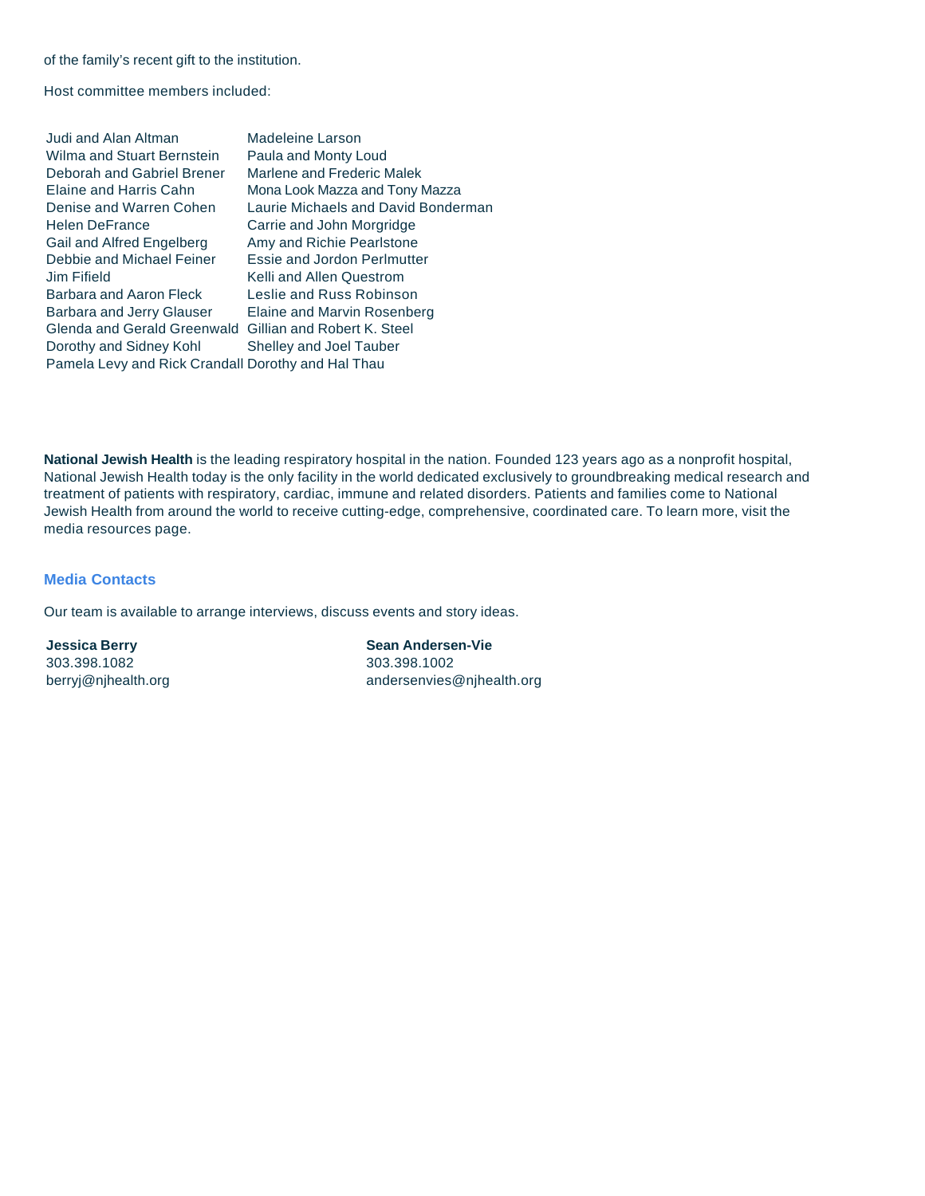of the family's recent gift to the institution.

Host committee members included:

| | |
|---|---|
| Judi and Alan Altman | Madeleine Larson |
| Wilma and Stuart Bernstein | Paula and Monty Loud |
| Deborah and Gabriel Brener | Marlene and Frederic Malek |
| Elaine and Harris Cahn | Mona Look Mazza and Tony Mazza |
| Denise and Warren Cohen | Laurie Michaels and David Bonderman |
| Helen DeFrance | Carrie and John Morgridge |
| Gail and Alfred Engelberg | Amy and Richie Pearlstone |
| Debbie and Michael Feiner | Essie and Jordon Perlmutter |
| Jim Fifield | Kelli and Allen Questrom |
| Barbara and Aaron Fleck | Leslie and Russ Robinson |
| Barbara and Jerry Glauser | Elaine and Marvin Rosenberg |
| Glenda and Gerald Greenwald | Gillian and Robert K. Steel |
| Dorothy and Sidney Kohl | Shelley and Joel Tauber |
| Pamela Levy and Rick Crandall | Dorothy and Hal Thau |

**National Jewish Health** is the leading respiratory hospital in the nation. Founded 123 years ago as a nonprofit hospital, National Jewish Health today is the only facility in the world dedicated exclusively to groundbreaking medical research and treatment of patients with respiratory, cardiac, immune and related disorders. Patients and families come to National Jewish Health from around the world to receive cutting-edge, comprehensive, coordinated care. To learn more, visit the media resources page.

## Media Contacts

Our team is available to arrange interviews, discuss events and story ideas.

**Jessica Berry**
303.398.1082
berryj@njhealth.org

**Sean Andersen-Vie**
303.398.1002
andersenvies@njhealth.org